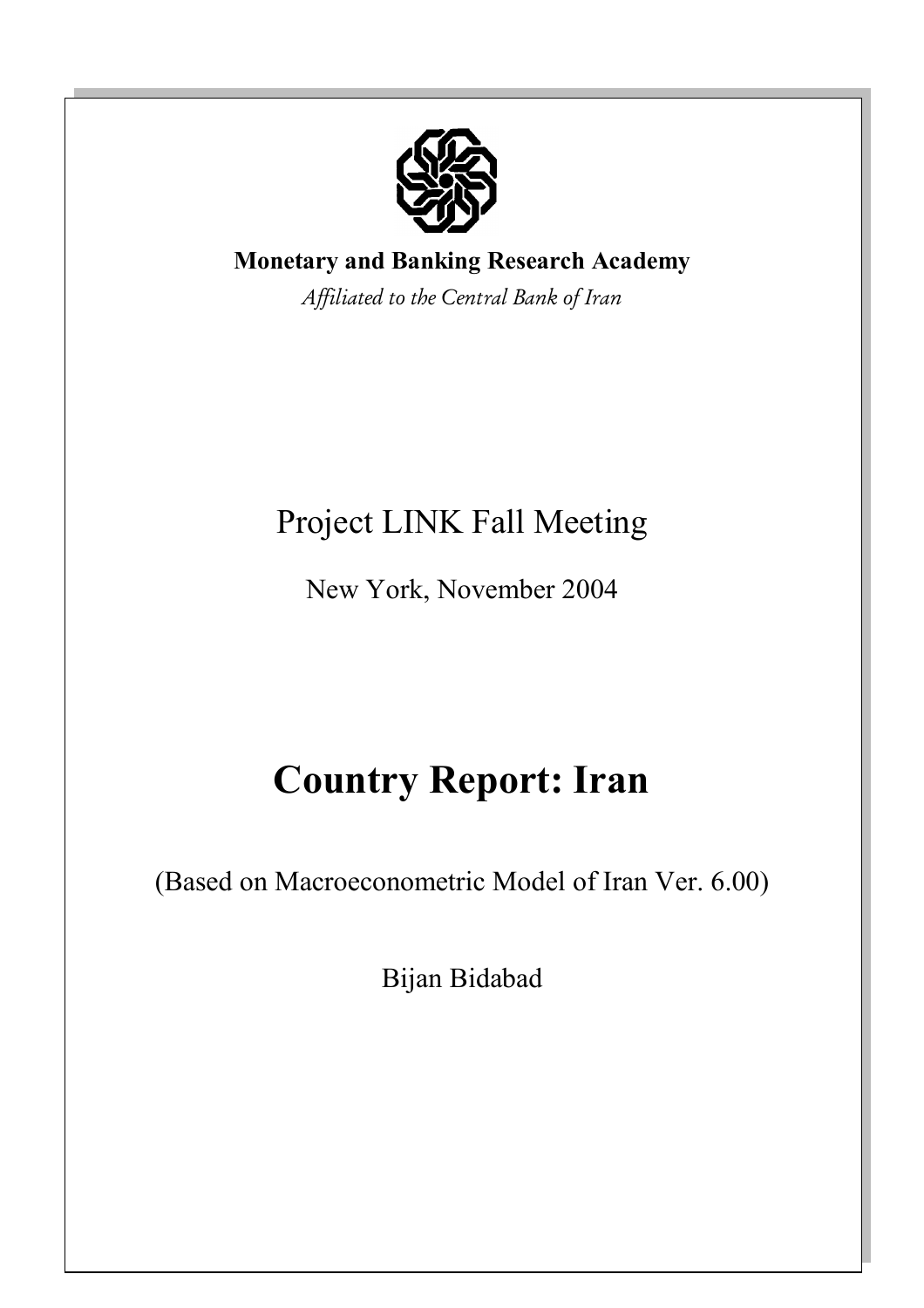**Monetary and Banking Research Academy**

*Affiliated to the Central Bank of Iran*

Project LINK Fall Meeting

New York, November 2004

# Country Report: Iran

(Based on Macroeconometric Model of Iran Ver. 6.00)

Bijan Bidabad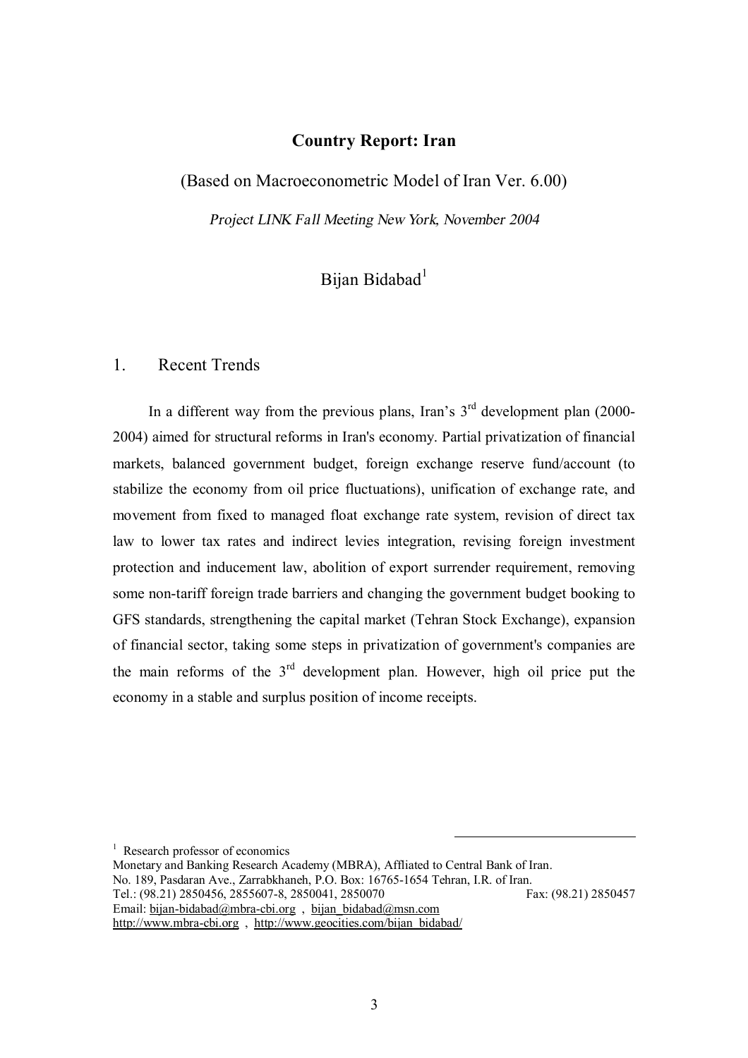# Country Report: Iran

(Based on Macroeconometric Model of Iran Ver. 6.00)

*Project LINK Fall Meeting New York, November 2004*

Bijan Bidabad[1]

## 1. Recent Trends

In a different way from the previous plans, Iran's 3rd development plan (2000-2004) aimed for structural reforms in Iran's economy. Partial privatization of financial markets, balanced government budget, foreign exchange reserve fund/account (to stabilize the economy from oil price fluctuations), unification of exchange rate, and movement from fixed to managed float exchange rate system, revision of direct tax law to lower tax rates and indirect levies integration, revising foreign investment protection and inducement law, abolition of export surrender requirement, removing some non-tariff foreign trade barriers and changing the government budget booking to GFS standards, strengthening the capital market (Tehran Stock Exchange), expansion of financial sector, taking some steps in privatization of government's companies are the main reforms of the 3rd development plan. However, high oil price put the economy in a stable and surplus position of income receipts.

---

[1] Research professor of economics
Monetary and Banking Research Academy (MBRA), Affliated to Central Bank of Iran.
No. 189, Pasdaran Ave., Zarrabkhaneh, P.O. Box: 16765-1654 Tehran, I.R. of Iran.
Tel.: (98.21) 2850456, 2855607-8, 2850041, 2850070 Fax: (98.21) 2850457
Email: bijan-bidabad@mbra-cbi.org , bijan_bidabad@msn.com
http://www.mbra-cbi.org , http://www.geocities.com/bijan_bidabad/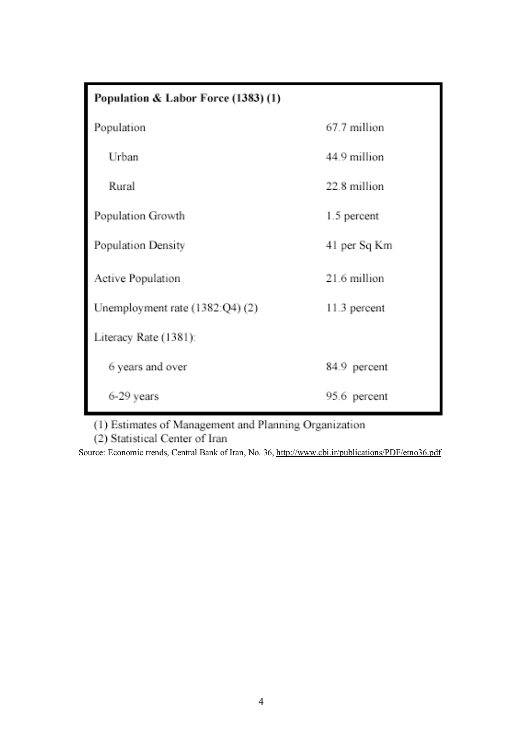| Population & Labor Force (1383) (1) | |
|---|---|
| Population | 67.7 million |
| Urban | 44.9 million |
| Rural | 22.8 million |
| Population Growth | 1.5 percent |
| Population Density | 41 per Sq Km |
| Active Population | 21.6 million |
| Unemployment rate (1382:Q4) (2) | 11.3 percent |
| Literacy Rate (1381): | |
| 6 years and over | 84.9 percent |
| 6-29 years | 95.6 percent |

(1) Estimates of Management and Planning Organization
(2) Statistical Center of Iran

Source: Economic trends, Central Bank of Iran, No. 36, http://www.cbi.ir/publications/PDF/etno36.pdf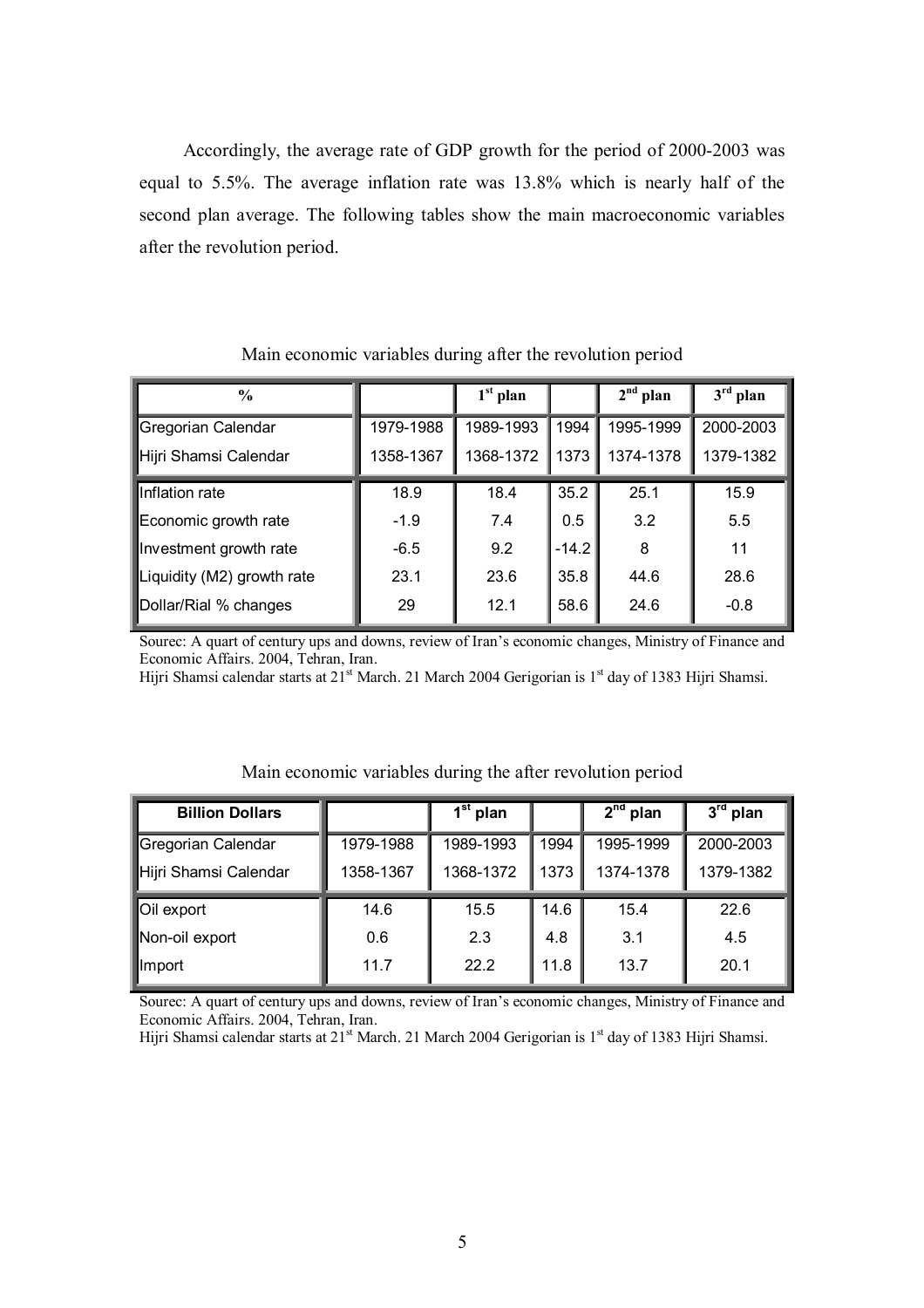Accordingly, the average rate of GDP growth for the period of 2000-2003 was equal to 5.5%. The average inflation rate was 13.8% which is nearly half of the second plan average. The following tables show the main macroeconomic variables after the revolution period.

Main economic variables during after the revolution period

| % | | 1st plan | | 2nd plan | 3rd plan |
|---|---|---|---|---|---|
| Gregorian Calendar | 1979-1988 | 1989-1993 | 1994 | 1995-1999 | 2000-2003 |
| Hijri Shamsi Calendar | 1358-1367 | 1368-1372 | 1373 | 1374-1378 | 1379-1382 |
| Inflation rate | 18.9 | 18.4 | 35.2 | 25.1 | 15.9 |
| Economic growth rate | -1.9 | 7.4 | 0.5 | 3.2 | 5.5 |
| Investment growth rate | -6.5 | 9.2 | -14.2 | 8 | 11 |
| Liquidity (M2) growth rate | 23.1 | 23.6 | 35.8 | 44.6 | 28.6 |
| Dollar/Rial % changes | 29 | 12.1 | 58.6 | 24.6 | -0.8 |

Sourec: A quart of century ups and downs, review of Iran's economic changes, Ministry of Finance and Economic Affairs. 2004, Tehran, Iran.
Hijri Shamsi calendar starts at 21st March. 21 March 2004 Gerigorian is 1st day of 1383 Hijri Shamsi.

Main economic variables during the after revolution period

| Billion Dollars | | 1st plan | | 2nd plan | 3rd plan |
|---|---|---|---|---|---|
| Gregorian Calendar | 1979-1988 | 1989-1993 | 1994 | 1995-1999 | 2000-2003 |
| Hijri Shamsi Calendar | 1358-1367 | 1368-1372 | 1373 | 1374-1378 | 1379-1382 |
| Oil export | 14.6 | 15.5 | 14.6 | 15.4 | 22.6 |
| Non-oil export | 0.6 | 2.3 | 4.8 | 3.1 | 4.5 |
| Import | 11.7 | 22.2 | 11.8 | 13.7 | 20.1 |

Sourec: A quart of century ups and downs, review of Iran's economic changes, Ministry of Finance and Economic Affairs. 2004, Tehran, Iran.
Hijri Shamsi calendar starts at 21st March. 21 March 2004 Gerigorian is 1st day of 1383 Hijri Shamsi.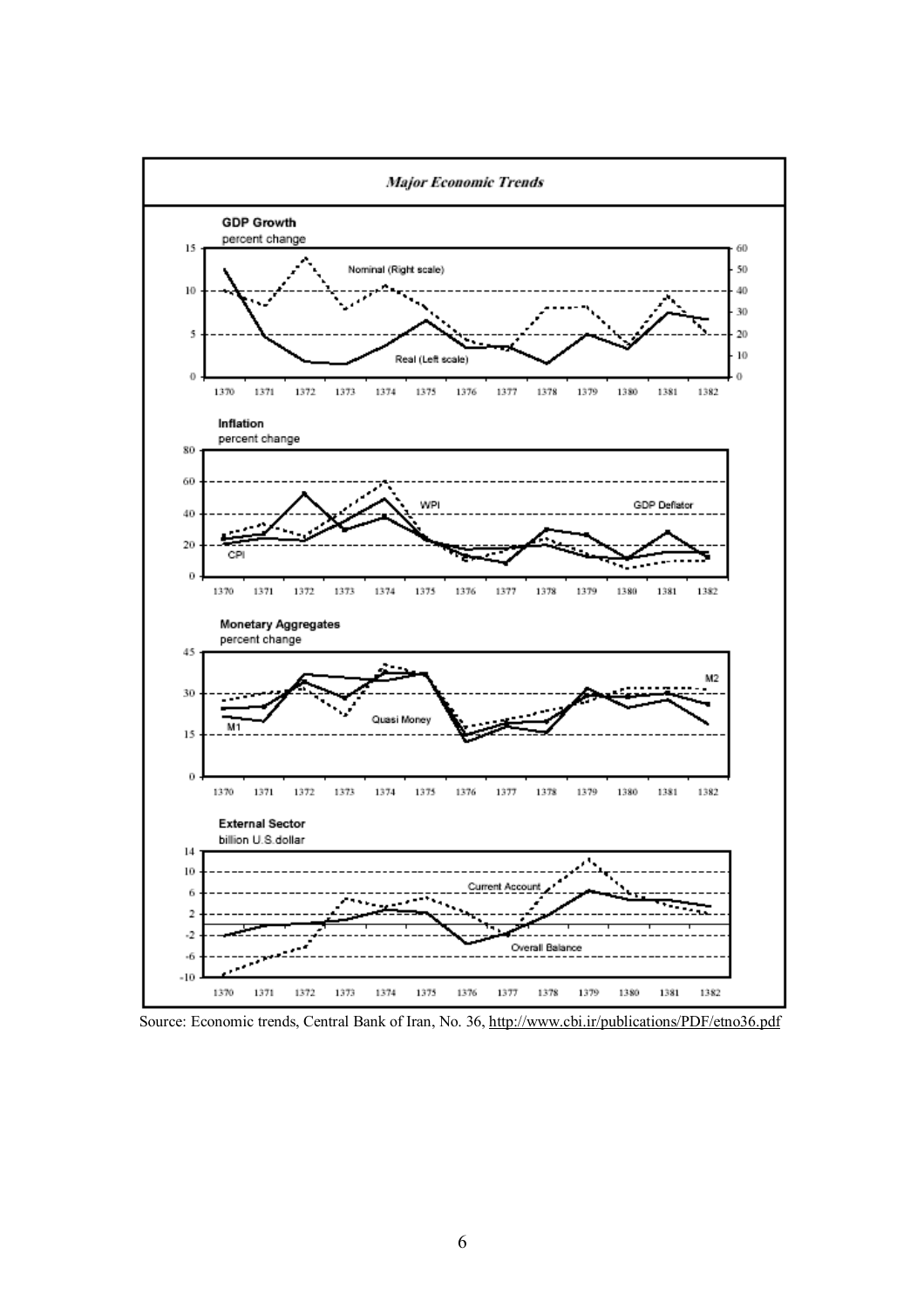**Major Economic Trends**

**GDP Growth**

percent change

15
10
5
0

60
50
40
30
20
10
0

Nominal (Right scale)

Real (Left scale)

1370 1371 1372 1373 1374 1375 1376 1377 1378 1379 1380 1381 1382

**Inflation**

percent change

80
60
40
20
0

WPI

GDP Deflator

CPI

1370 1371 1372 1373 1374 1375 1376 1377 1378 1379 1380 1381 1382

**Monetary Aggregates**

percent change

45
30
15
0

M2

Quasi Money

M1

1370 1371 1372 1373 1374 1375 1376 1377 1378 1379 1380 1381 1382

**External Sector**

billion U.S.dollar

14
10
6
2
-2
-6
-10

Current Account

Overall Balance

1370 1371 1372 1373 1374 1375 1376 1377 1378 1379 1380 1381 1382

Source: Economic trends, Central Bank of Iran, No. 36, http://www.cbi.ir/publications/PDF/etno36.pdf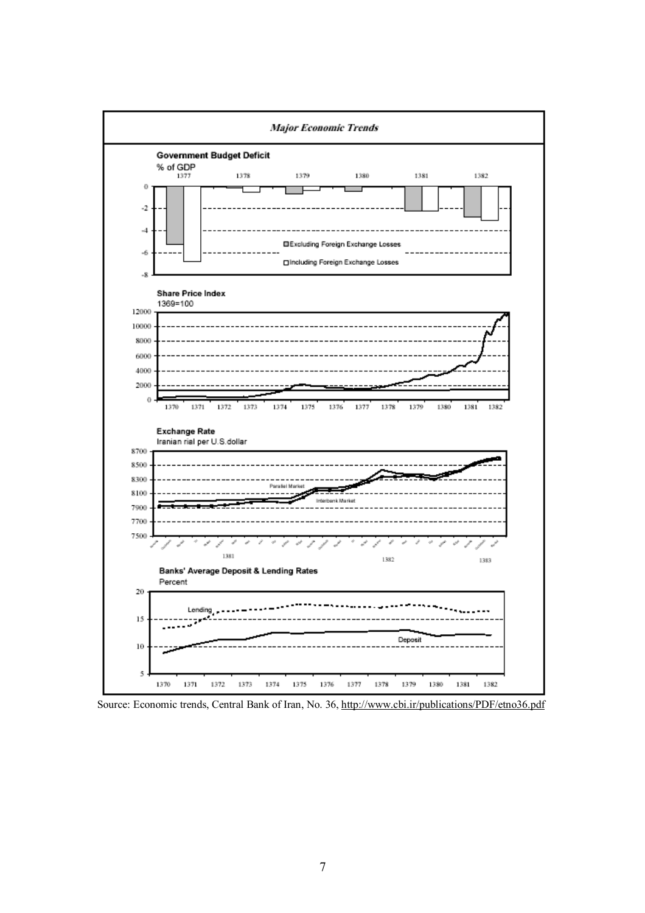***Major Economic Trends***

**Government Budget Deficit**
% of GDP

1377
1378
1379
1380
1381
1382

0
-2
-4
-6
-8

Excluding Foreign Exchange Losses
Including Foreign Exchange Losses

**Share Price Index**
1369=100

12000
10000
8000
6000
4000
2000
0

1370
1371
1372
1373
1374
1375
1376
1377
1378
1379
1380
1381
1382

**Exchange Rate**
Iranian rial per U.S.dollar

8700
8500
8300
8100
7900
7700
7500

Parallel Market
Interbank Market

1381
1382
1383

**Banks' Average Deposit & Lending Rates**
Percent

20
15
10
5

Lending
Deposit

1370
1371
1372
1373
1374
1375
1376
1377
1378
1379
1380
1381
1382

Source: Economic trends, Central Bank of Iran, No. 36, http://www.cbi.ir/publications/PDF/etno36.pdf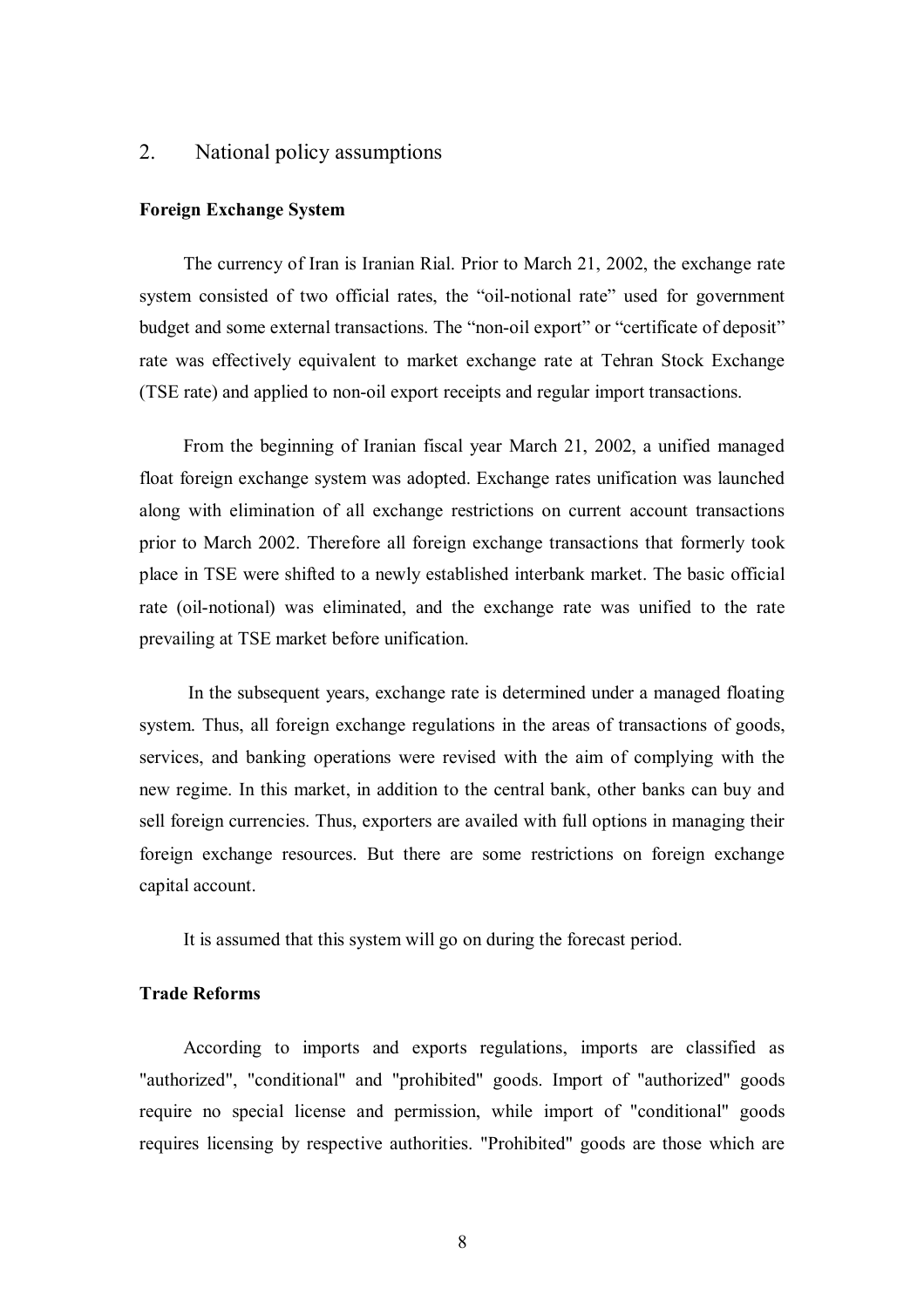## 2. National policy assumptions

**Foreign Exchange System**

The currency of Iran is Iranian Rial. Prior to March 21, 2002, the exchange rate system consisted of two official rates, the "oil-notional rate" used for government budget and some external transactions. The "non-oil export" or "certificate of deposit" rate was effectively equivalent to market exchange rate at Tehran Stock Exchange (TSE rate) and applied to non-oil export receipts and regular import transactions.

From the beginning of Iranian fiscal year March 21, 2002, a unified managed float foreign exchange system was adopted. Exchange rates unification was launched along with elimination of all exchange restrictions on current account transactions prior to March 2002. Therefore all foreign exchange transactions that formerly took place in TSE were shifted to a newly established interbank market. The basic official rate (oil-notional) was eliminated, and the exchange rate was unified to the rate prevailing at TSE market before unification.

In the subsequent years, exchange rate is determined under a managed floating system. Thus, all foreign exchange regulations in the areas of transactions of goods, services, and banking operations were revised with the aim of complying with the new regime. In this market, in addition to the central bank, other banks can buy and sell foreign currencies. Thus, exporters are availed with full options in managing their foreign exchange resources. But there are some restrictions on foreign exchange capital account.

It is assumed that this system will go on during the forecast period.

**Trade Reforms**

According to imports and exports regulations, imports are classified as "authorized", "conditional" and "prohibited" goods. Import of "authorized" goods require no special license and permission, while import of "conditional" goods requires licensing by respective authorities. "Prohibited" goods are those which are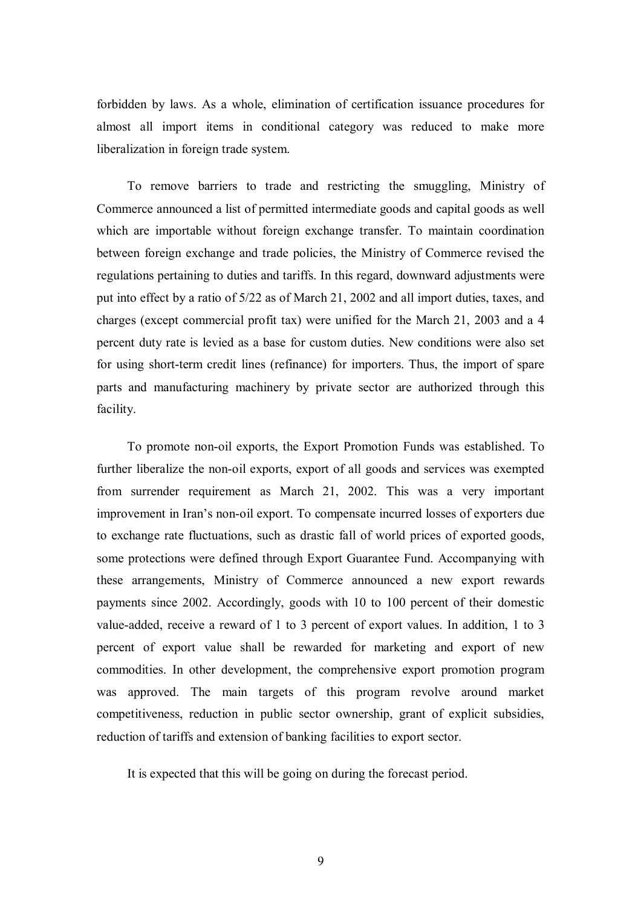forbidden by laws. As a whole, elimination of certification issuance procedures for almost all import items in conditional category was reduced to make more liberalization in foreign trade system.

To remove barriers to trade and restricting the smuggling, Ministry of Commerce announced a list of permitted intermediate goods and capital goods as well which are importable without foreign exchange transfer. To maintain coordination between foreign exchange and trade policies, the Ministry of Commerce revised the regulations pertaining to duties and tariffs. In this regard, downward adjustments were put into effect by a ratio of 5/22 as of March 21, 2002 and all import duties, taxes, and charges (except commercial profit tax) were unified for the March 21, 2003 and a 4 percent duty rate is levied as a base for custom duties. New conditions were also set for using short-term credit lines (refinance) for importers. Thus, the import of spare parts and manufacturing machinery by private sector are authorized through this facility.

To promote non-oil exports, the Export Promotion Funds was established. To further liberalize the non-oil exports, export of all goods and services was exempted from surrender requirement as March 21, 2002. This was a very important improvement in Iran's non-oil export. To compensate incurred losses of exporters due to exchange rate fluctuations, such as drastic fall of world prices of exported goods, some protections were defined through Export Guarantee Fund. Accompanying with these arrangements, Ministry of Commerce announced a new export rewards payments since 2002. Accordingly, goods with 10 to 100 percent of their domestic value-added, receive a reward of 1 to 3 percent of export values. In addition, 1 to 3 percent of export value shall be rewarded for marketing and export of new commodities. In other development, the comprehensive export promotion program was approved. The main targets of this program revolve around market competitiveness, reduction in public sector ownership, grant of explicit subsidies, reduction of tariffs and extension of banking facilities to export sector.

It is expected that this will be going on during the forecast period.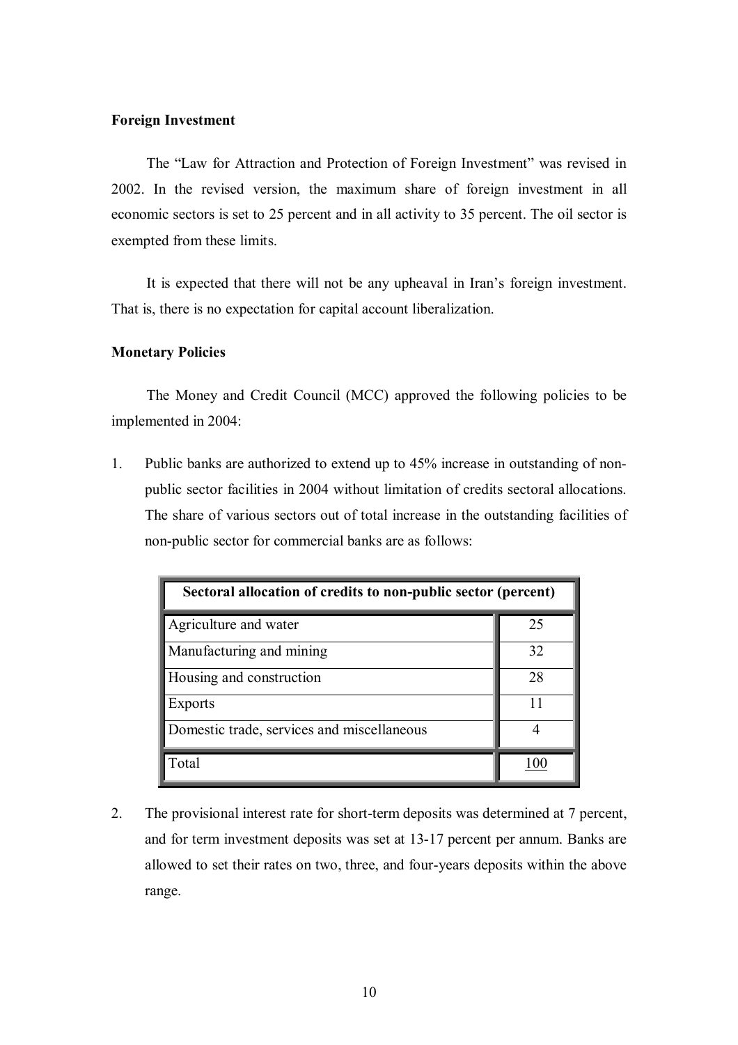**Foreign Investment**

The "Law for Attraction and Protection of Foreign Investment" was revised in 2002. In the revised version, the maximum share of foreign investment in all economic sectors is set to 25 percent and in all activity to 35 percent. The oil sector is exempted from these limits.

It is expected that there will not be any upheaval in Iran's foreign investment. That is, there is no expectation for capital account liberalization.

**Monetary Policies**

The Money and Credit Council (MCC) approved the following policies to be implemented in 2004:

1. Public banks are authorized to extend up to 45% increase in outstanding of non-public sector facilities in 2004 without limitation of credits sectoral allocations. The share of various sectors out of total increase in the outstanding facilities of non-public sector for commercial banks are as follows:

| **Sectoral allocation of credits to non-public sector (percent)** | |
|---|---|
| Agriculture and water | 25 |
| Manufacturing and mining | 32 |
| Housing and construction | 28 |
| Exports | 11 |
| Domestic trade, services and miscellaneous | 4 |
| Total | 100 |

2. The provisional interest rate for short-term deposits was determined at 7 percent, and for term investment deposits was set at 13-17 percent per annum. Banks are allowed to set their rates on two, three, and four-years deposits within the above range.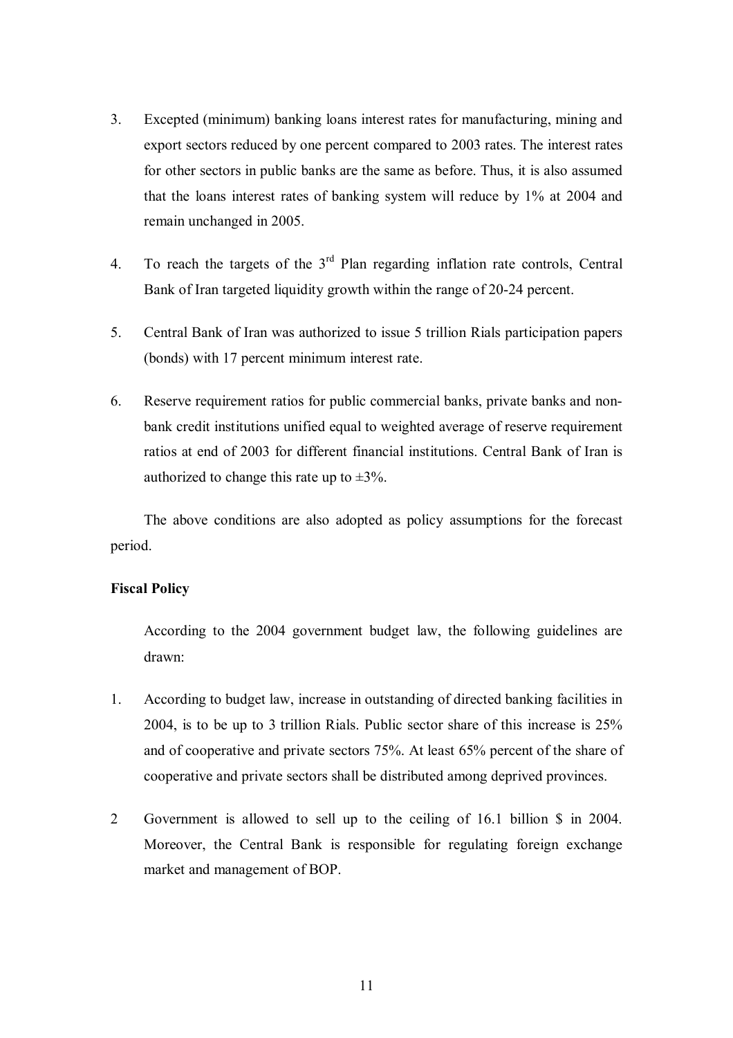3. Excepted (minimum) banking loans interest rates for manufacturing, mining and export sectors reduced by one percent compared to 2003 rates. The interest rates for other sectors in public banks are the same as before. Thus, it is also assumed that the loans interest rates of banking system will reduce by 1% at 2004 and remain unchanged in 2005.

4. To reach the targets of the 3rd Plan regarding inflation rate controls, Central Bank of Iran targeted liquidity growth within the range of 20-24 percent.

5. Central Bank of Iran was authorized to issue 5 trillion Rials participation papers (bonds) with 17 percent minimum interest rate.

6. Reserve requirement ratios for public commercial banks, private banks and non-bank credit institutions unified equal to weighted average of reserve requirement ratios at end of 2003 for different financial institutions. Central Bank of Iran is authorized to change this rate up to ±3%.

The above conditions are also adopted as policy assumptions for the forecast period.

**Fiscal Policy**

According to the 2004 government budget law, the following guidelines are drawn:

1. According to budget law, increase in outstanding of directed banking facilities in 2004, is to be up to 3 trillion Rials. Public sector share of this increase is 25% and of cooperative and private sectors 75%. At least 65% percent of the share of cooperative and private sectors shall be distributed among deprived provinces.

2 Government is allowed to sell up to the ceiling of 16.1 billion $ in 2004. Moreover, the Central Bank is responsible for regulating foreign exchange market and management of BOP.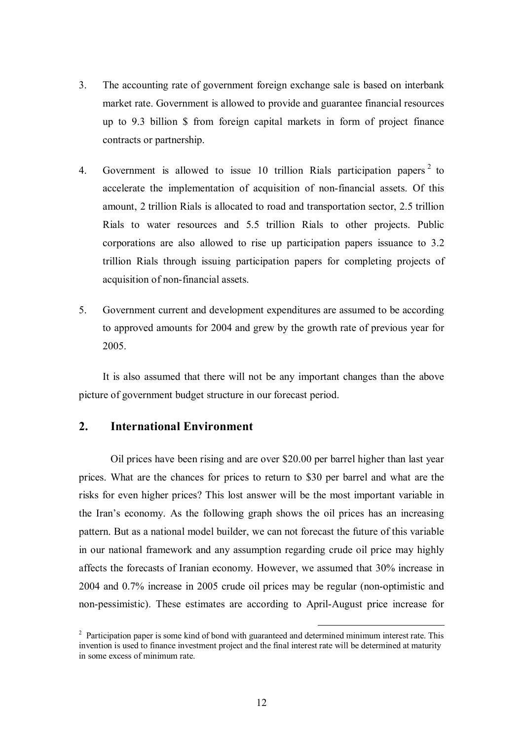3. The accounting rate of government foreign exchange sale is based on interbank market rate. Government is allowed to provide and guarantee financial resources up to 9.3 billion $ from foreign capital markets in form of project finance contracts or partnership.

4. Government is allowed to issue 10 trillion Rials participation papers [2] to accelerate the implementation of acquisition of non-financial assets. Of this amount, 2 trillion Rials is allocated to road and transportation sector, 2.5 trillion Rials to water resources and 5.5 trillion Rials to other projects. Public corporations are also allowed to rise up participation papers issuance to 3.2 trillion Rials through issuing participation papers for completing projects of acquisition of non-financial assets.

5. Government current and development expenditures are assumed to be according to approved amounts for 2004 and grew by the growth rate of previous year for 2005.

It is also assumed that there will not be any important changes than the above picture of government budget structure in our forecast period.

## 2. International Environment

Oil prices have been rising and are over $20.00 per barrel higher than last year prices. What are the chances for prices to return to $30 per barrel and what are the risks for even higher prices? This lost answer will be the most important variable in the Iran's economy. As the following graph shows the oil prices has an increasing pattern. But as a national model builder, we can not forecast the future of this variable in our national framework and any assumption regarding crude oil price may highly affects the forecasts of Iranian economy. However, we assumed that 30% increase in 2004 and 0.7% increase in 2005 crude oil prices may be regular (non-optimistic and non-pessimistic). These estimates are according to April-August price increase for

[2] Participation paper is some kind of bond with guaranteed and determined minimum interest rate. This invention is used to finance investment project and the final interest rate will be determined at maturity in some excess of minimum rate.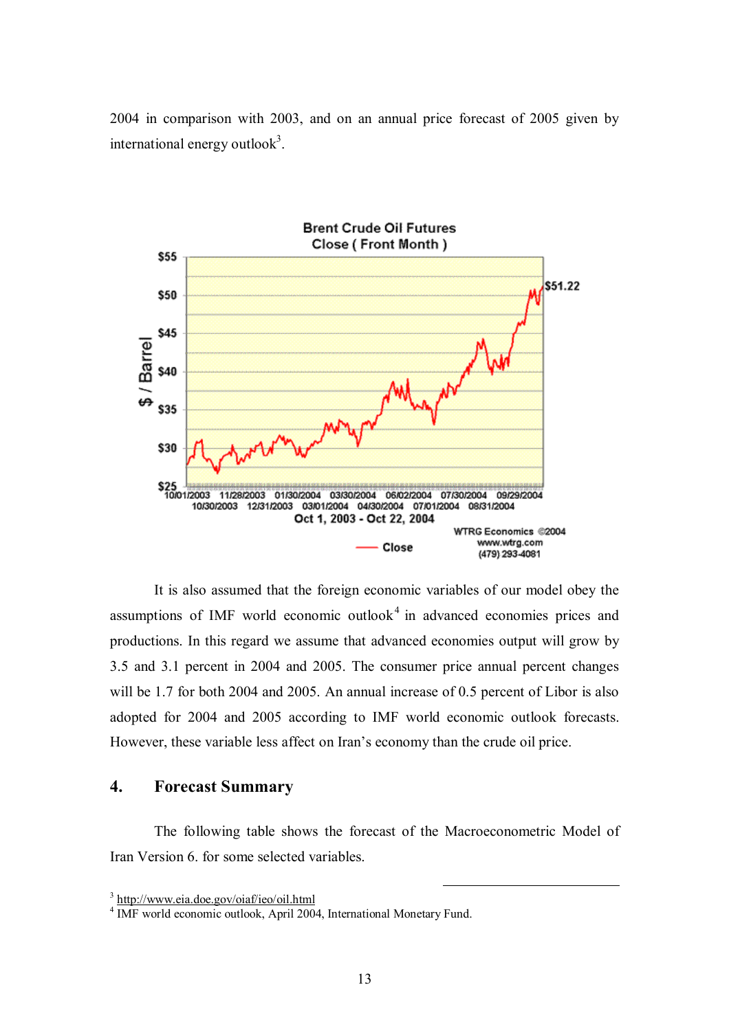2004 in comparison with 2003, and on an annual price forecast of 2005 given by international energy outlook[3].

Brent Crude Oil Futures
Close ( Front Month )

$55
$50
$45
$40
$35
$30
$25

$ / Barrel

$51.22

10/01/2003 11/28/2003 01/30/2004 03/30/2004 06/02/2004 07/30/2004 09/29/2004
10/30/2003 12/31/2003 03/01/2004 04/30/2004 07/01/2004 08/31/2004

Oct 1, 2003 - Oct 22, 2004

Close

WTRG Economics ©2004
www.wtrg.com
(479) 293-4081

It is also assumed that the foreign economic variables of our model obey the assumptions of IMF world economic outlook[4] in advanced economies prices and productions. In this regard we assume that advanced economies output will grow by 3.5 and 3.1 percent in 2004 and 2005. The consumer price annual percent changes will be 1.7 for both 2004 and 2005. An annual increase of 0.5 percent of Libor is also adopted for 2004 and 2005 according to IMF world economic outlook forecasts. However, these variable less affect on Iran's economy than the crude oil price.

## 4. Forecast Summary

The following table shows the forecast of the Macroeconometric Model of Iran Version 6. for some selected variables.

---

[3] http://www.eia.doe.gov/oiaf/ieo/oil.html

[4] IMF world economic outlook, April 2004, International Monetary Fund.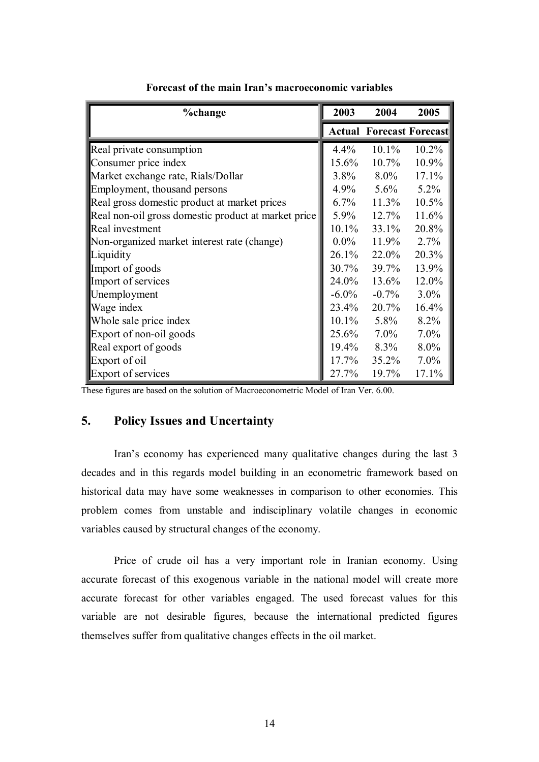**Forecast of the main Iran's macroeconomic variables**

| %change | 2003 | 2004 | 2005 |
|---|---|---|---|
| | Actual | Forecast | Forecast |
| Real private consumption | 4.4% | 10.1% | 10.2% |
| Consumer price index | 15.6% | 10.7% | 10.9% |
| Market exchange rate, Rials/Dollar | 3.8% | 8.0% | 17.1% |
| Employment, thousand persons | 4.9% | 5.6% | 5.2% |
| Real gross domestic product at market prices | 6.7% | 11.3% | 10.5% |
| Real non-oil gross domestic product at market price | 5.9% | 12.7% | 11.6% |
| Real investment | 10.1% | 33.1% | 20.8% |
| Non-organized market interest rate (change) | 0.0% | 11.9% | 2.7% |
| Liquidity | 26.1% | 22.0% | 20.3% |
| Import of goods | 30.7% | 39.7% | 13.9% |
| Import of services | 24.0% | 13.6% | 12.0% |
| Unemployment | -6.0% | -0.7% | 3.0% |
| Wage index | 23.4% | 20.7% | 16.4% |
| Whole sale price index | 10.1% | 5.8% | 8.2% |
| Export of non-oil goods | 25.6% | 7.0% | 7.0% |
| Real export of goods | 19.4% | 8.3% | 8.0% |
| Export of oil | 17.7% | 35.2% | 7.0% |
| Export of services | 27.7% | 19.7% | 17.1% |

These figures are based on the solution of Macroeconometric Model of Iran Ver. 6.00.

## 5. Policy Issues and Uncertainty

Iran's economy has experienced many qualitative changes during the last 3 decades and in this regards model building in an econometric framework based on historical data may have some weaknesses in comparison to other economies. This problem comes from unstable and indisciplinary volatile changes in economic variables caused by structural changes of the economy.

Price of crude oil has a very important role in Iranian economy. Using accurate forecast of this exogenous variable in the national model will create more accurate forecast for other variables engaged. The used forecast values for this variable are not desirable figures, because the international predicted figures themselves suffer from qualitative changes effects in the oil market.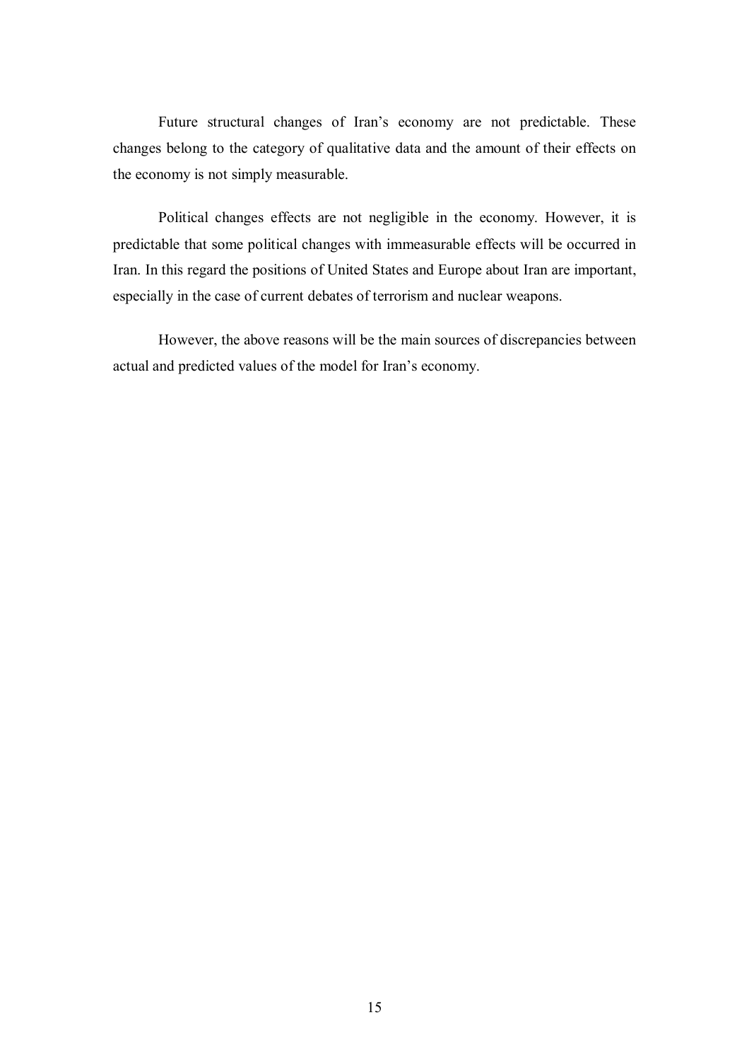Future structural changes of Iran's economy are not predictable. These changes belong to the category of qualitative data and the amount of their effects on the economy is not simply measurable.

Political changes effects are not negligible in the economy. However, it is predictable that some political changes with immeasurable effects will be occurred in Iran. In this regard the positions of United States and Europe about Iran are important, especially in the case of current debates of terrorism and nuclear weapons.

However, the above reasons will be the main sources of discrepancies between actual and predicted values of the model for Iran's economy.